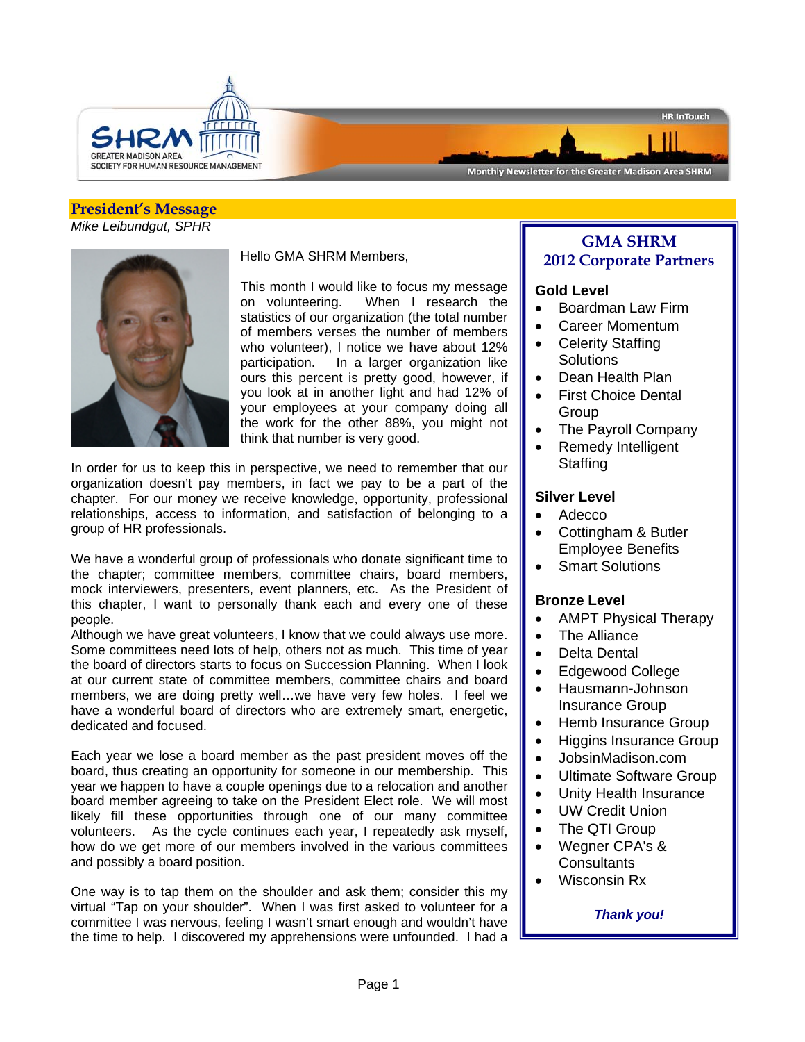# President's Message

*Mike Leibundgut, SPHR*

Hello GMA SHRM Members,

This month I would like to focus my message on volunteering. When I research the statistics of our organization (the total number of members verses the number of members who volunteer), I notice we have about 12% participation. In a larger organization like ours this percent is pretty good, however, if you look at in another light and had 12% of your employees at your company doing all the work for the other 88%, you might not think that number is very good.

In order for us to keep this in perspective, we need to remember that our organization doesn't pay members, in fact we pay to be a part of the chapter. For our money we receive knowledge, opportunity, professional relationships, access to information, and satisfaction of belonging to a group of HR professionals.

We have a wonderful group of professionals who donate significant time to the chapter; committee members, committee chairs, board members, mock interviewers, presenters, event planners, etc. As the President of this chapter, I want to personally thank each and every one of these people.

Although we have great volunteers, I know that we could always use more. Some committees need lots of help, others not as much. This time of year the board of directors starts to focus on Succession Planning. When I look at our current state of committee members, committee chairs and board members, we are doing pretty well…we have very few holes. I feel we have a wonderful board of directors who are extremely smart, energetic, dedicated and focused.

Each year we lose a board member as the past president moves off the board, thus creating an opportunity for someone in our membership. This year we happen to have a couple openings due to a relocation and another board member agreeing to take on the President Elect role. We will most likely fill these opportunities through one of our many committee volunteers. As the cycle continues each year, I repeatedly ask myself, how do we get more of our members involved in the various committees and possibly a board position.

One way is to tap them on the shoulder and ask them; consider this my virtual "Tap on your shoulder". When I was first asked to volunteer for a committee I was nervous, feeling I wasn't smart enough and wouldn't have the time to help. I discovered my apprehensions were unfounded. I had a

## GMA SHRM 2012 Corporate Partners

**Gold Level**

- Boardman Law Firm
- Career Momentum
- Celerity Staffing Solutions
- Dean Health Plan
- First Choice Dental Group
- The Payroll Company
- Remedy Intelligent Staffing

**Silver Level**

- Adecco
- Cottingham & Butler Employee Benefits
- Smart Solutions

**Bronze Level**

- AMPT Physical Therapy
- The Alliance
- Delta Dental
- Edgewood College
- Hausmann-Johnson Insurance Group
- Hemb Insurance Group
- Higgins Insurance Group
- JobsinMadison.com
- Ultimate Software Group
- Unity Health Insurance
- UW Credit Union
- The QTI Group
- Wegner CPA's & Consultants
- Wisconsin Rx

***Thank you!***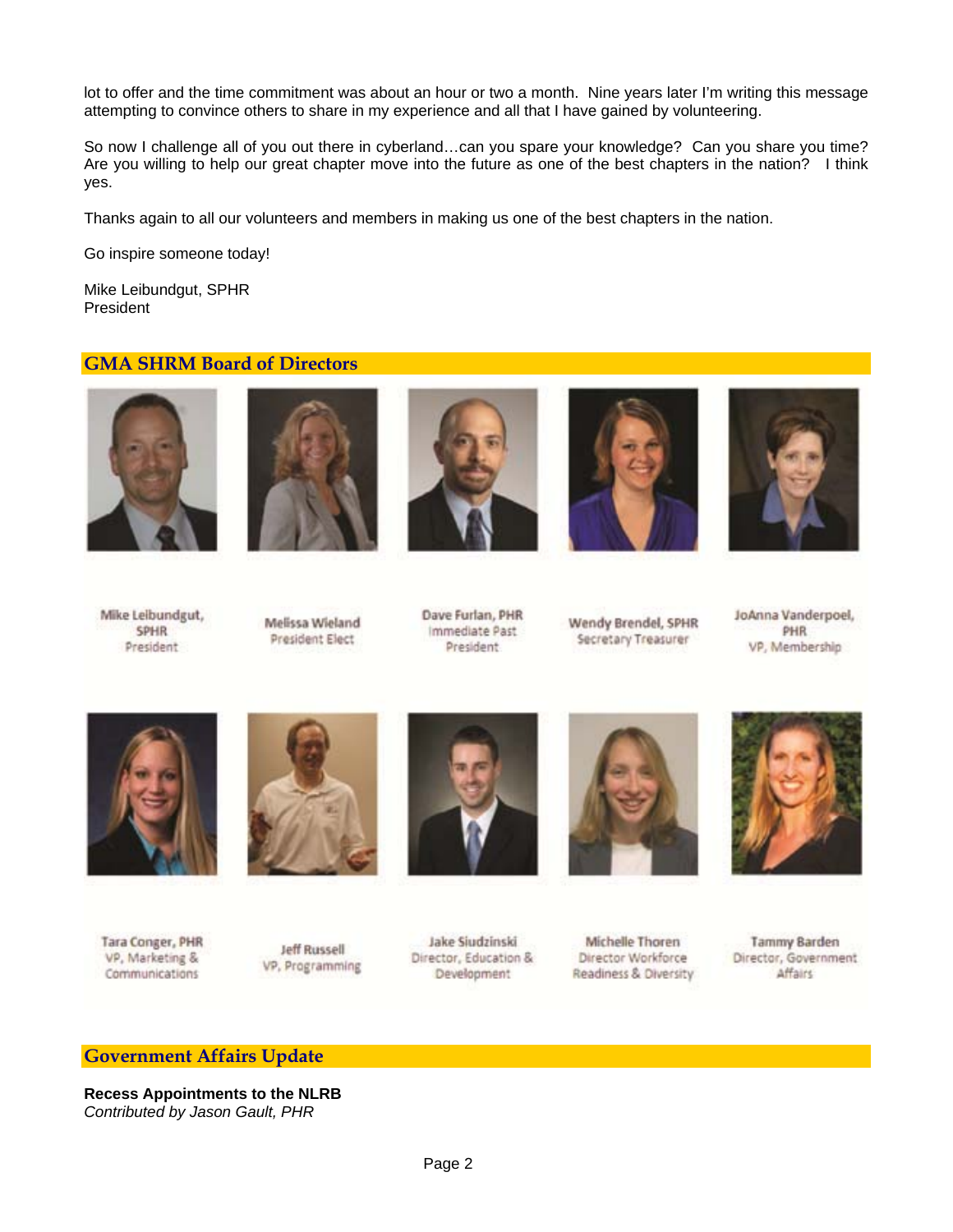lot to offer and the time commitment was about an hour or two a month. Nine years later I'm writing this message attempting to convince others to share in my experience and all that I have gained by volunteering.

So now I challenge all of you out there in cyberland…can you spare your knowledge? Can you share you time? Are you willing to help our great chapter move into the future as one of the best chapters in the nation? I think yes.

Thanks again to all our volunteers and members in making us one of the best chapters in the nation.

Go inspire someone today!

Mike Leibundgut, SPHR
President

## GMA SHRM Board of Directors

| | | | | |
|---|---|---|---|---|
| Mike Leibundgut, SPHR President | Melissa Wieland President Elect | Dave Furlan, PHR Immediate Past President | Wendy Brendel, SPHR Secretary Treasurer | JoAnna Vanderpoel, PHR VP, Membership |
| Tara Conger, PHR VP, Marketing & Communications | Jeff Russell VP, Programming | Jake Siudzinski Director, Education & Development | Michelle Thoren Director Workforce Readiness & Diversity | Tammy Barden Director, Government Affairs |

## Government Affairs Update

**Recess Appointments to the NLRB**
*Contributed by Jason Gault, PHR*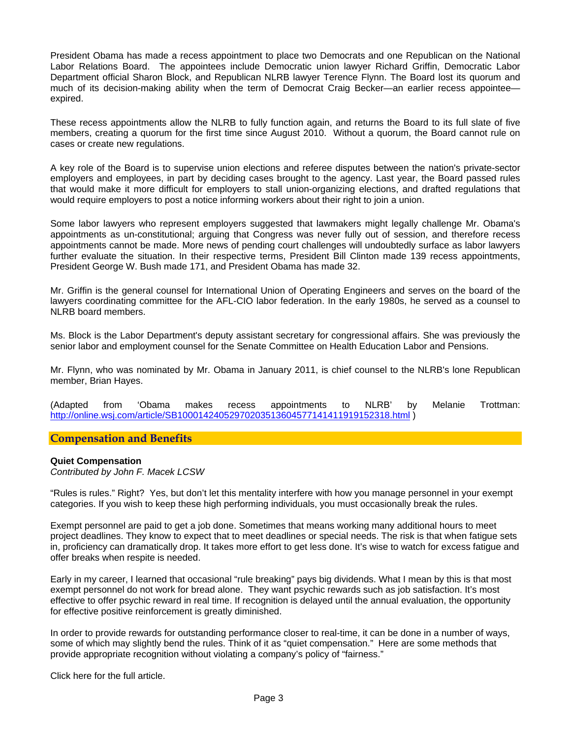President Obama has made a recess appointment to place two Democrats and one Republican on the National Labor Relations Board. The appointees include Democratic union lawyer Richard Griffin, Democratic Labor Department official Sharon Block, and Republican NLRB lawyer Terence Flynn. The Board lost its quorum and much of its decision-making ability when the term of Democrat Craig Becker—an earlier recess appointee—expired.

These recess appointments allow the NLRB to fully function again, and returns the Board to its full slate of five members, creating a quorum for the first time since August 2010. Without a quorum, the Board cannot rule on cases or create new regulations.

A key role of the Board is to supervise union elections and referee disputes between the nation's private-sector employers and employees, in part by deciding cases brought to the agency. Last year, the Board passed rules that would make it more difficult for employers to stall union-organizing elections, and drafted regulations that would require employers to post a notice informing workers about their right to join a union.

Some labor lawyers who represent employers suggested that lawmakers might legally challenge Mr. Obama's appointments as un-constitutional; arguing that Congress was never fully out of session, and therefore recess appointments cannot be made. More news of pending court challenges will undoubtedly surface as labor lawyers further evaluate the situation. In their respective terms, President Bill Clinton made 139 recess appointments, President George W. Bush made 171, and President Obama has made 32.

Mr. Griffin is the general counsel for International Union of Operating Engineers and serves on the board of the lawyers coordinating committee for the AFL-CIO labor federation. In the early 1980s, he served as a counsel to NLRB board members.

Ms. Block is the Labor Department's deputy assistant secretary for congressional affairs. She was previously the senior labor and employment counsel for the Senate Committee on Health Education Labor and Pensions.

Mr. Flynn, who was nominated by Mr. Obama in January 2011, is chief counsel to the NLRB's lone Republican member, Brian Hayes.

(Adapted from 'Obama makes recess appointments to NLRB' by Melanie Trottman: http://online.wsj.com/article/SB10001424052970203513604577141411919152318.html )

## Compensation and Benefits

**Quiet Compensation**
*Contributed by John F. Macek LCSW*

"Rules is rules." Right? Yes, but don't let this mentality interfere with how you manage personnel in your exempt categories. If you wish to keep these high performing individuals, you must occasionally break the rules.

Exempt personnel are paid to get a job done. Sometimes that means working many additional hours to meet project deadlines. They know to expect that to meet deadlines or special needs. The risk is that when fatigue sets in, proficiency can dramatically drop. It takes more effort to get less done. It's wise to watch for excess fatigue and offer breaks when respite is needed.

Early in my career, I learned that occasional "rule breaking" pays big dividends. What I mean by this is that most exempt personnel do not work for bread alone. They want psychic rewards such as job satisfaction. It's most effective to offer psychic reward in real time. If recognition is delayed until the annual evaluation, the opportunity for effective positive reinforcement is greatly diminished.

In order to provide rewards for outstanding performance closer to real-time, it can be done in a number of ways, some of which may slightly bend the rules. Think of it as "quiet compensation." Here are some methods that provide appropriate recognition without violating a company's policy of "fairness."

Click here for the full article.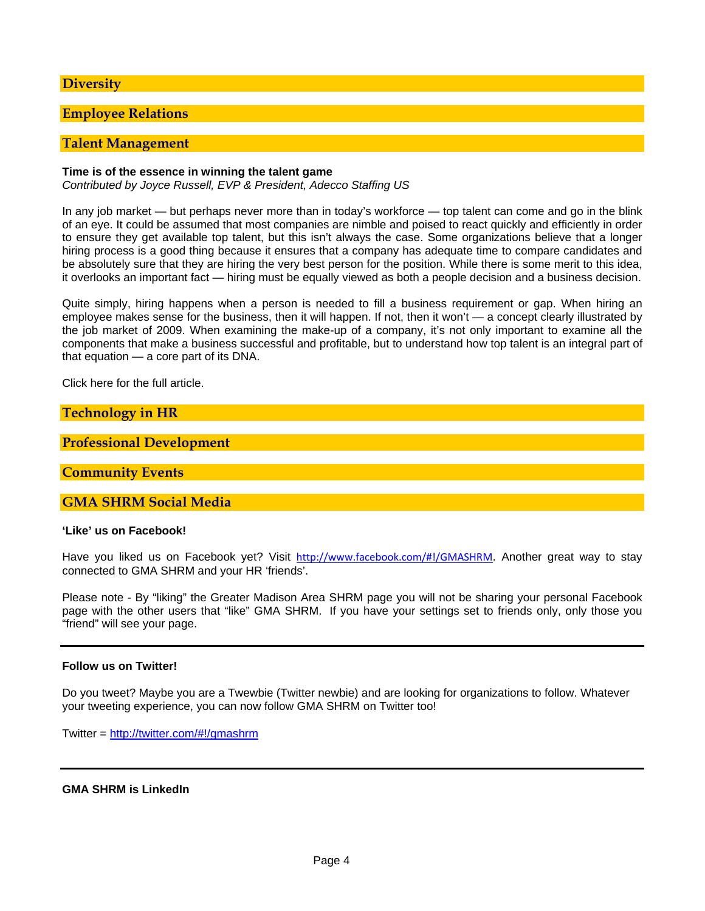## Diversity

## Employee Relations

## Talent Management

**Time is of the essence in winning the talent game**
*Contributed by Joyce Russell, EVP & President, Adecco Staffing US*

In any job market — but perhaps never more than in today's workforce — top talent can come and go in the blink of an eye. It could be assumed that most companies are nimble and poised to react quickly and efficiently in order to ensure they get available top talent, but this isn't always the case. Some organizations believe that a longer hiring process is a good thing because it ensures that a company has adequate time to compare candidates and be absolutely sure that they are hiring the very best person for the position. While there is some merit to this idea, it overlooks an important fact — hiring must be equally viewed as both a people decision and a business decision.

Quite simply, hiring happens when a person is needed to fill a business requirement or gap. When hiring an employee makes sense for the business, then it will happen. If not, then it won't — a concept clearly illustrated by the job market of 2009. When examining the make-up of a company, it's not only important to examine all the components that make a business successful and profitable, but to understand how top talent is an integral part of that equation — a core part of its DNA.

Click here for the full article.

## Technology in HR

## Professional Development

## Community Events

## GMA SHRM Social Media

**'Like' us on Facebook!**

Have you liked us on Facebook yet? Visit http://www.facebook.com/#!/GMASHRM. Another great way to stay connected to GMA SHRM and your HR 'friends'.

Please note - By "liking" the Greater Madison Area SHRM page you will not be sharing your personal Facebook page with the other users that "like" GMA SHRM. If you have your settings set to friends only, only those you "friend" will see your page.

---

**Follow us on Twitter!**

Do you tweet? Maybe you are a Twewbie (Twitter newbie) and are looking for organizations to follow. Whatever your tweeting experience, you can now follow GMA SHRM on Twitter too!

Twitter = http://twitter.com/#!/gmashrm

---

**GMA SHRM is LinkedIn**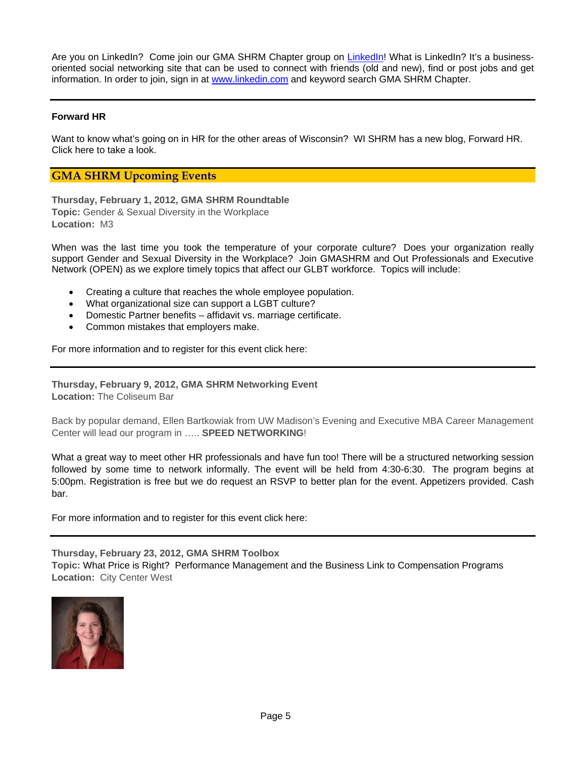Are you on LinkedIn? Come join our GMA SHRM Chapter group on [LinkedIn](#)! What is LinkedIn? It's a business-oriented social networking site that can be used to connect with friends (old and new), find or post jobs and get information. In order to join, sign in at [www.linkedin.com](http://www.linkedin.com) and keyword search GMA SHRM Chapter.

---

**Forward HR**

Want to know what's going on in HR for the other areas of Wisconsin? WI SHRM has a new blog, Forward HR. Click here to take a look.

## GMA SHRM Upcoming Events

**Thursday, February 1, 2012, GMA SHRM Roundtable**
**Topic:** Gender & Sexual Diversity in the Workplace
**Location:** M3

When was the last time you took the temperature of your corporate culture? Does your organization really support Gender and Sexual Diversity in the Workplace? Join GMASHRM and Out Professionals and Executive Network (OPEN) as we explore timely topics that affect our GLBT workforce. Topics will include:

- Creating a culture that reaches the whole employee population.
- What organizational size can support a LGBT culture?
- Domestic Partner benefits – affidavit vs. marriage certificate.
- Common mistakes that employers make.

For more information and to register for this event click here:

---

**Thursday, February 9, 2012, GMA SHRM Networking Event**
**Location:** The Coliseum Bar

Back by popular demand, Ellen Bartkowiak from UW Madison's Evening and Executive MBA Career Management Center will lead our program in ….. **SPEED NETWORKING**!

What a great way to meet other HR professionals and have fun too! There will be a structured networking session followed by some time to network informally. The event will be held from 4:30-6:30. The program begins at 5:00pm. Registration is free but we do request an RSVP to better plan for the event. Appetizers provided. Cash bar.

For more information and to register for this event click here:

---

**Thursday, February 23, 2012, GMA SHRM Toolbox**
**Topic:** What Price is Right? Performance Management and the Business Link to Compensation Programs
**Location:** City Center West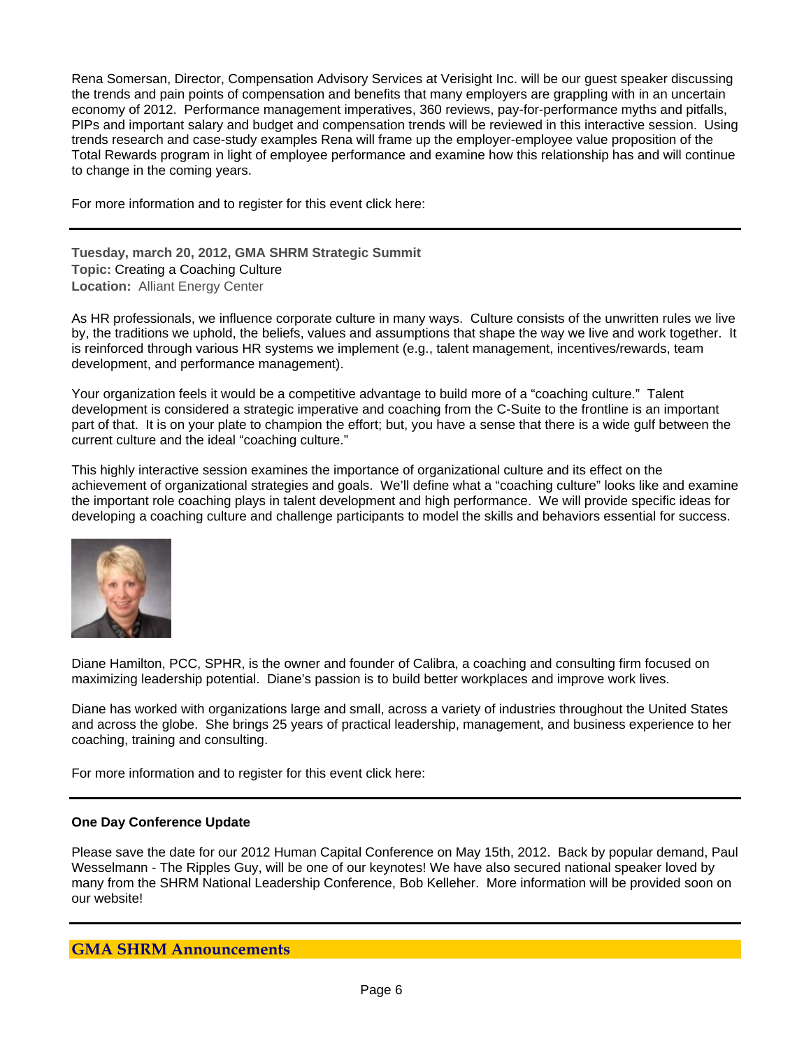Rena Somersan, Director, Compensation Advisory Services at Verisight Inc. will be our guest speaker discussing the trends and pain points of compensation and benefits that many employers are grappling with in an uncertain economy of 2012. Performance management imperatives, 360 reviews, pay-for-performance myths and pitfalls, PIPs and important salary and budget and compensation trends will be reviewed in this interactive session. Using trends research and case-study examples Rena will frame up the employer-employee value proposition of the Total Rewards program in light of employee performance and examine how this relationship has and will continue to change in the coming years.

For more information and to register for this event click here:

---

**Tuesday, march 20, 2012, GMA SHRM Strategic Summit**
**Topic:** Creating a Coaching Culture
**Location:** Alliant Energy Center

As HR professionals, we influence corporate culture in many ways. Culture consists of the unwritten rules we live by, the traditions we uphold, the beliefs, values and assumptions that shape the way we live and work together. It is reinforced through various HR systems we implement (e.g., talent management, incentives/rewards, team development, and performance management).

Your organization feels it would be a competitive advantage to build more of a "coaching culture." Talent development is considered a strategic imperative and coaching from the C-Suite to the frontline is an important part of that. It is on your plate to champion the effort; but, you have a sense that there is a wide gulf between the current culture and the ideal "coaching culture."

This highly interactive session examines the importance of organizational culture and its effect on the achievement of organizational strategies and goals. We'll define what a "coaching culture" looks like and examine the important role coaching plays in talent development and high performance. We will provide specific ideas for developing a coaching culture and challenge participants to model the skills and behaviors essential for success.

Diane Hamilton, PCC, SPHR, is the owner and founder of Calibra, a coaching and consulting firm focused on maximizing leadership potential. Diane's passion is to build better workplaces and improve work lives.

Diane has worked with organizations large and small, across a variety of industries throughout the United States and across the globe. She brings 25 years of practical leadership, management, and business experience to her coaching, training and consulting.

For more information and to register for this event click here:

---

**One Day Conference Update**

Please save the date for our 2012 Human Capital Conference on May 15th, 2012. Back by popular demand, Paul Wesselmann - The Ripples Guy, will be one of our keynotes! We have also secured national speaker loved by many from the SHRM National Leadership Conference, Bob Kelleher. More information will be provided soon on our website!

---

## GMA SHRM Announcements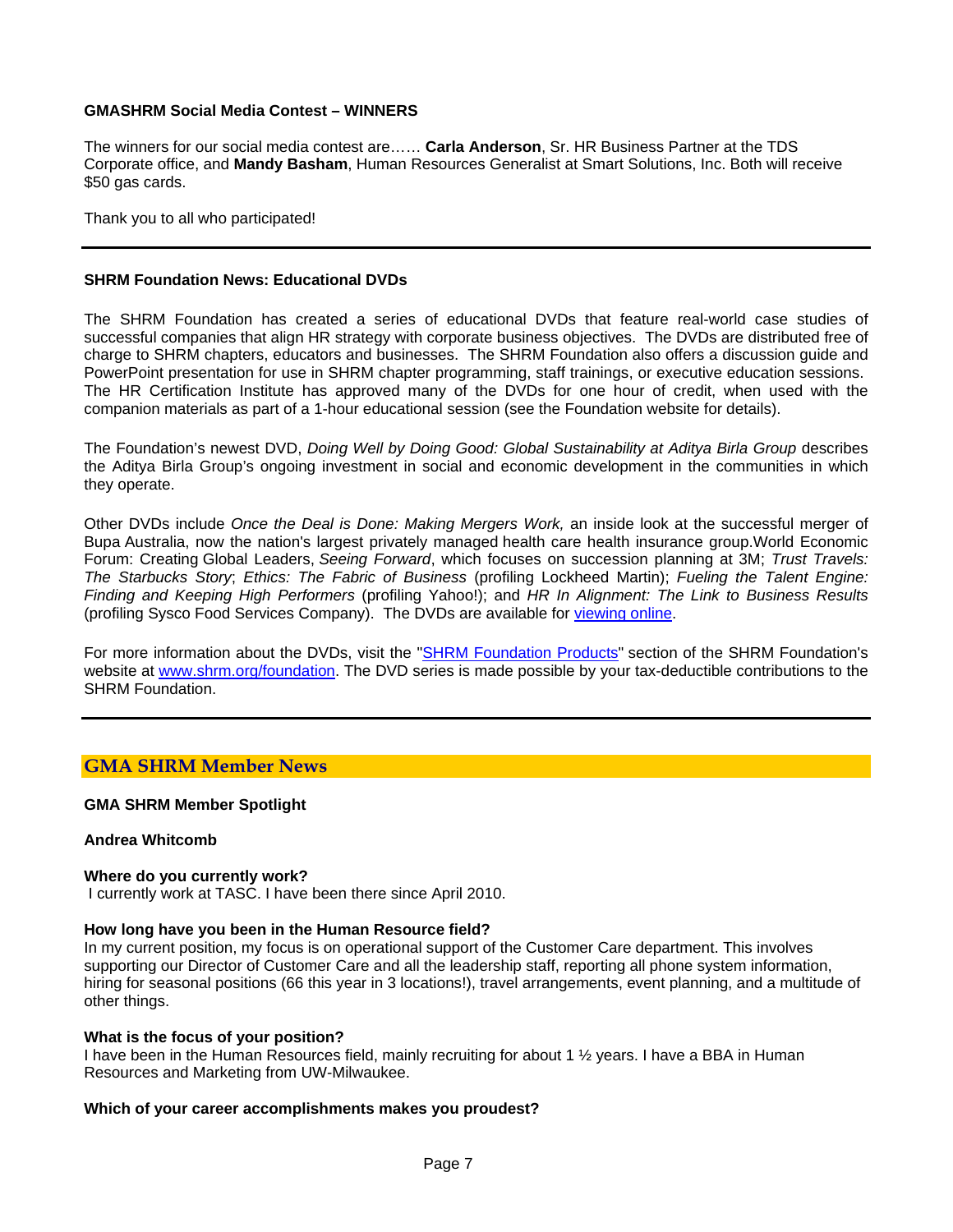**GMASHRM Social Media Contest – WINNERS**

The winners for our social media contest are…… **Carla Anderson**, Sr. HR Business Partner at the TDS Corporate office, and **Mandy Basham**, Human Resources Generalist at Smart Solutions, Inc. Both will receive $50 gas cards.

Thank you to all who participated!

---

**SHRM Foundation News: Educational DVDs**

The SHRM Foundation has created a series of educational DVDs that feature real-world case studies of successful companies that align HR strategy with corporate business objectives. The DVDs are distributed free of charge to SHRM chapters, educators and businesses. The SHRM Foundation also offers a discussion guide and PowerPoint presentation for use in SHRM chapter programming, staff trainings, or executive education sessions. The HR Certification Institute has approved many of the DVDs for one hour of credit, when used with the companion materials as part of a 1-hour educational session (see the Foundation website for details).

The Foundation's newest DVD, *Doing Well by Doing Good: Global Sustainability at Aditya Birla Group* describes the Aditya Birla Group's ongoing investment in social and economic development in the communities in which they operate.

Other DVDs include *Once the Deal is Done: Making Mergers Work,* an inside look at the successful merger of Bupa Australia, now the nation's largest privately managed health care health insurance group.World Economic Forum: Creating Global Leaders, *Seeing Forward*, which focuses on succession planning at 3M; *Trust Travels: The Starbucks Story*; *Ethics: The Fabric of Business* (profiling Lockheed Martin); *Fueling the Talent Engine: Finding and Keeping High Performers* (profiling Yahoo!); and *HR In Alignment: The Link to Business Results* (profiling Sysco Food Services Company). The DVDs are available for viewing online.

For more information about the DVDs, visit the "SHRM Foundation Products" section of the SHRM Foundation's website at www.shrm.org/foundation. The DVD series is made possible by your tax-deductible contributions to the SHRM Foundation.

---

## GMA SHRM Member News

**GMA SHRM Member Spotlight**

**Andrea Whitcomb**

**Where do you currently work?**
I currently work at TASC. I have been there since April 2010.

**How long have you been in the Human Resource field?**
In my current position, my focus is on operational support of the Customer Care department. This involves supporting our Director of Customer Care and all the leadership staff, reporting all phone system information, hiring for seasonal positions (66 this year in 3 locations!), travel arrangements, event planning, and a multitude of other things.

**What is the focus of your position?**
I have been in the Human Resources field, mainly recruiting for about 1 ½ years. I have a BBA in Human Resources and Marketing from UW-Milwaukee.

**Which of your career accomplishments makes you proudest?**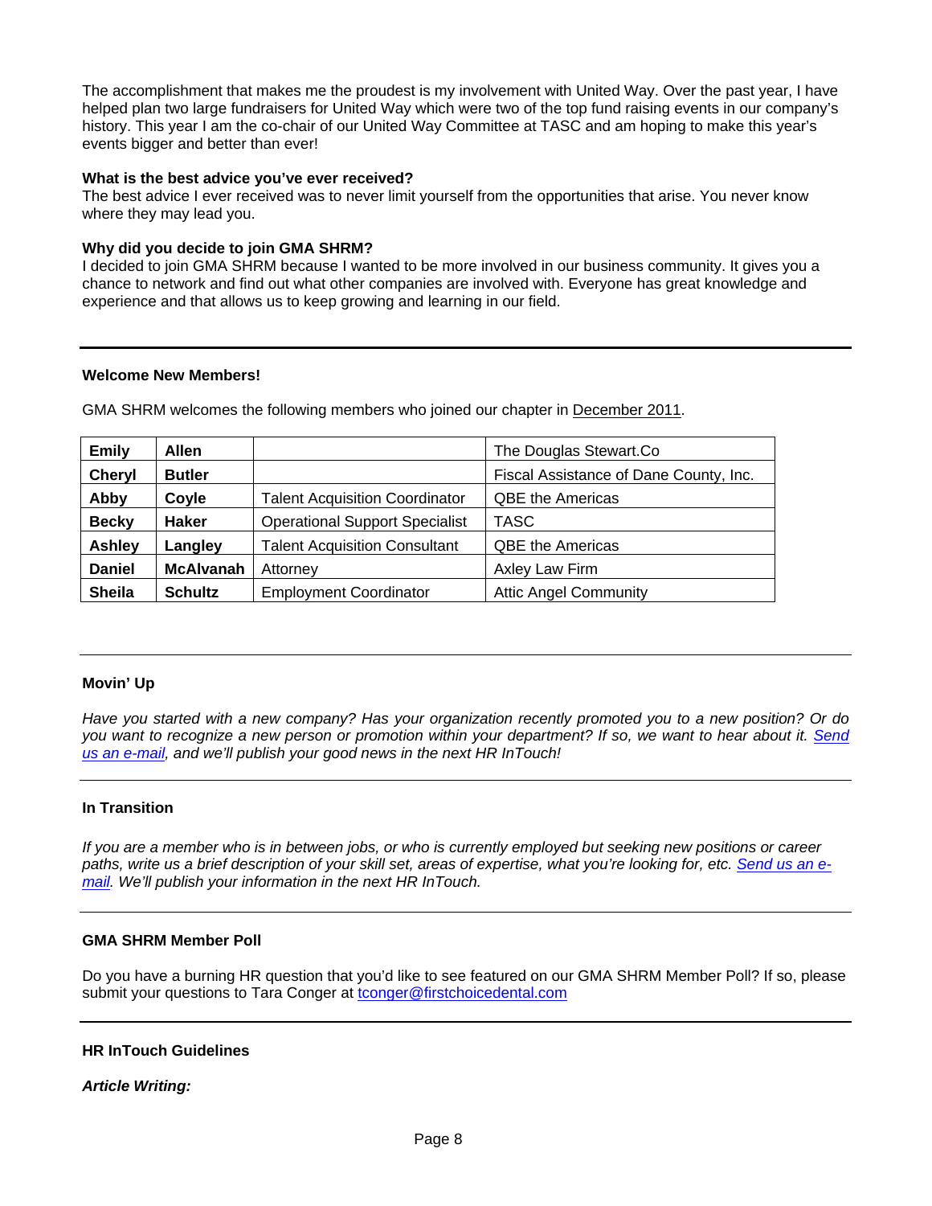The accomplishment that makes me the proudest is my involvement with United Way. Over the past year, I have helped plan two large fundraisers for United Way which were two of the top fund raising events in our company's history. This year I am the co-chair of our United Way Committee at TASC and am hoping to make this year's events bigger and better than ever!

**What is the best advice you've ever received?**
The best advice I ever received was to never limit yourself from the opportunities that arise. You never know where they may lead you.

**Why did you decide to join GMA SHRM?**
I decided to join GMA SHRM because I wanted to be more involved in our business community. It gives you a chance to network and find out what other companies are involved with. Everyone has great knowledge and experience and that allows us to keep growing and learning in our field.

---

**Welcome New Members!**

GMA SHRM welcomes the following members who joined our chapter in December 2011.

| | | | |
|---|---|---|---|
| **Emily** | **Allen** | | The Douglas Stewart.Co |
| **Cheryl** | **Butler** | | Fiscal Assistance of Dane County, Inc. |
| **Abby** | **Coyle** | Talent Acquisition Coordinator | QBE the Americas |
| **Becky** | **Haker** | Operational Support Specialist | TASC |
| **Ashley** | **Langley** | Talent Acquisition Consultant | QBE the Americas |
| **Daniel** | **McAlvanah** | Attorney | Axley Law Firm |
| **Sheila** | **Schultz** | Employment Coordinator | Attic Angel Community |

---

**Movin' Up**

*Have you started with a new company? Has your organization recently promoted you to a new position? Or do you want to recognize a new person or promotion within your department? If so, we want to hear about it. Send us an e-mail, and we'll publish your good news in the next HR InTouch!*

---

**In Transition**

*If you are a member who is in between jobs, or who is currently employed but seeking new positions or career paths, write us a brief description of your skill set, areas of expertise, what you're looking for, etc. Send us an e-mail. We'll publish your information in the next HR InTouch.*

---

**GMA SHRM Member Poll**

Do you have a burning HR question that you'd like to see featured on our GMA SHRM Member Poll? If so, please submit your questions to Tara Conger at tconger@firstchoicedental.com

---

**HR InTouch Guidelines**

***Article Writing:***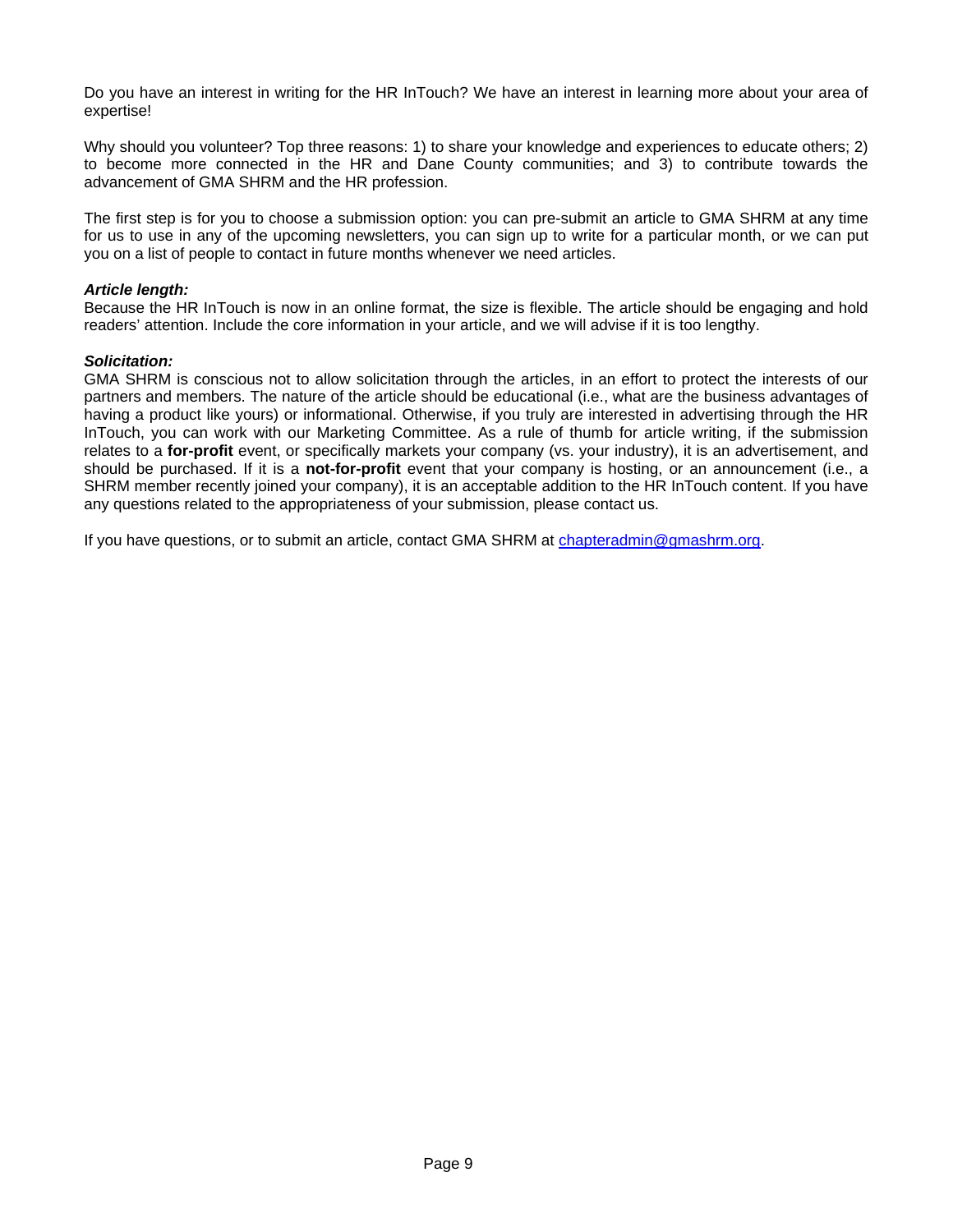Do you have an interest in writing for the HR InTouch? We have an interest in learning more about your area of expertise!

Why should you volunteer? Top three reasons: 1) to share your knowledge and experiences to educate others; 2) to become more connected in the HR and Dane County communities; and 3) to contribute towards the advancement of GMA SHRM and the HR profession.

The first step is for you to choose a submission option: you can pre-submit an article to GMA SHRM at any time for us to use in any of the upcoming newsletters, you can sign up to write for a particular month, or we can put you on a list of people to contact in future months whenever we need articles.

***Article length:***
Because the HR InTouch is now in an online format, the size is flexible. The article should be engaging and hold readers' attention. Include the core information in your article, and we will advise if it is too lengthy.

***Solicitation:***
GMA SHRM is conscious not to allow solicitation through the articles, in an effort to protect the interests of our partners and members. The nature of the article should be educational (i.e., what are the business advantages of having a product like yours) or informational. Otherwise, if you truly are interested in advertising through the HR InTouch, you can work with our Marketing Committee. As a rule of thumb for article writing, if the submission relates to a **for-profit** event, or specifically markets your company (vs. your industry), it is an advertisement, and should be purchased. If it is a **not-for-profit** event that your company is hosting, or an announcement (i.e., a SHRM member recently joined your company), it is an acceptable addition to the HR InTouch content. If you have any questions related to the appropriateness of your submission, please contact us.

If you have questions, or to submit an article, contact GMA SHRM at chapteradmin@gmashrm.org.